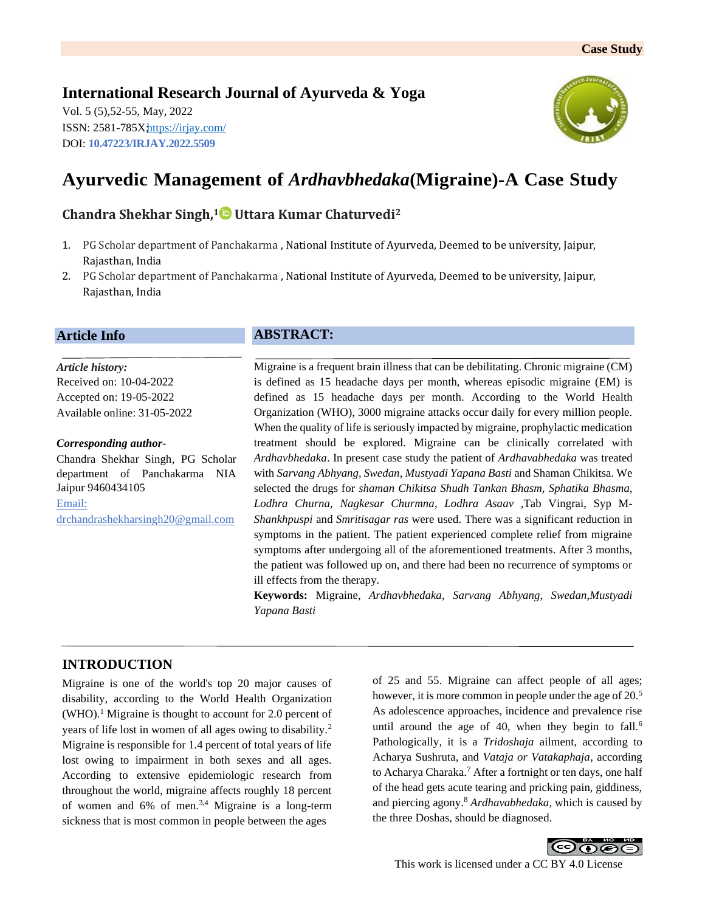Case Study

**International Research Journal of Ayurveda & Yoga**

Vol. 5 (5),52-55, May, 2022
ISSN: 2581-785X; https://irjay.com/
DOI: **10.47223/IRJAY.2022.5509**

# Ayurvedic Management of *Ardhavbhedaka*(Migraine)-A Case Study

**Chandra Shekhar Singh,[1] Uttara Kumar Chaturvedi[2]**

1. PG Scholar department of Panchakarma , National Institute of Ayurveda, Deemed to be university, Jaipur, Rajasthan, India
2. PG Scholar department of Panchakarma , National Institute of Ayurveda, Deemed to be university, Jaipur, Rajasthan, India

## Article Info

***Article history:***
Received on: 10-04-2022
Accepted on: 19-05-2022
Available online: 31-05-2022

***Corresponding author-***
Chandra Shekhar Singh, PG Scholar department of Panchakarma NIA Jaipur 9460434105
Email: drchandrashekharsingh20@gmail.com

## ABSTRACT:

Migraine is a frequent brain illness that can be debilitating. Chronic migraine (CM) is defined as 15 headache days per month, whereas episodic migraine (EM) is defined as 15 headache days per month. According to the World Health Organization (WHO), 3000 migraine attacks occur daily for every million people. When the quality of life is seriously impacted by migraine, prophylactic medication treatment should be explored. Migraine can be clinically correlated with *Ardhavbhedaka*. In present case study the patient of *Ardhavabhedaka* was treated with *Sarvang Abhyang, Swedan, Mustyadi Yapana Basti* and Shaman Chikitsa. We selected the drugs for *shaman Chikitsa Shudh Tankan Bhasm, Sphatika Bhasma, Lodhra Churna, Nagkesar Churmna, Lodhra Asaav* ,Tab Vingrai, Syp M-*Shankhpuspi* and *Smritisagar ras* were used. There was a significant reduction in symptoms in the patient. The patient experienced complete relief from migraine symptoms after undergoing all of the aforementioned treatments. After 3 months, the patient was followed up on, and there had been no recurrence of symptoms or ill effects from the therapy.

**Keywords:** Migraine, *Ardhavbhedaka*, *Sarvang Abhyang, Swedan,Mustyadi Yapana Basti*

## INTRODUCTION

Migraine is one of the world's top 20 major causes of disability, according to the World Health Organization (WHO).[1] Migraine is thought to account for 2.0 percent of years of life lost in women of all ages owing to disability.[2] Migraine is responsible for 1.4 percent of total years of life lost owing to impairment in both sexes and all ages. According to extensive epidemiologic research from throughout the world, migraine affects roughly 18 percent of women and 6% of men.[3,4] Migraine is a long-term sickness that is most common in people between the ages of 25 and 55. Migraine can affect people of all ages; however, it is more common in people under the age of 20.[5] As adolescence approaches, incidence and prevalence rise until around the age of 40, when they begin to fall.[6] Pathologically, it is a *Tridoshaja* ailment, according to Acharya Sushruta, and *Vataja or Vatakaphaja*, according to Acharya Charaka.[7] After a fortnight or ten days, one half of the head gets acute tearing and pricking pain, giddiness, and piercing agony.[8] *Ardhavabhedaka*, which is caused by the three Doshas, should be diagnosed.

This work is licensed under a CC BY 4.0 License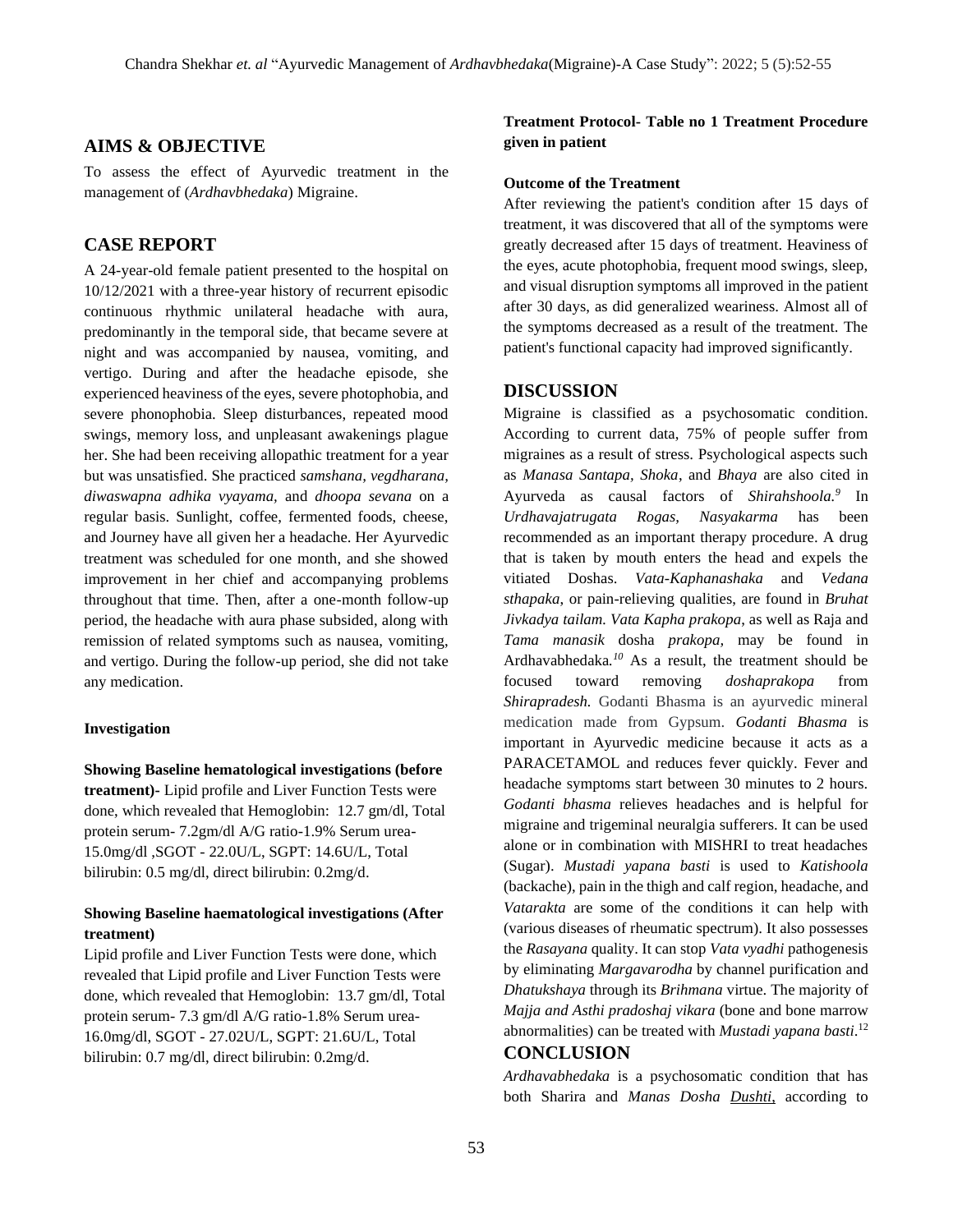## AIMS & OBJECTIVE

To assess the effect of Ayurvedic treatment in the management of (*Ardhavbhedaka*) Migraine.

## CASE REPORT

A 24-year-old female patient presented to the hospital on 10/12/2021 with a three-year history of recurrent episodic continuous rhythmic unilateral headache with aura, predominantly in the temporal side, that became severe at night and was accompanied by nausea, vomiting, and vertigo. During and after the headache episode, she experienced heaviness of the eyes, severe photophobia, and severe phonophobia. Sleep disturbances, repeated mood swings, memory loss, and unpleasant awakenings plague her. She had been receiving allopathic treatment for a year but was unsatisfied. She practiced *samshana, vegdharana, diwaswapna adhika vyayama,* and *dhoopa sevana* on a regular basis. Sunlight, coffee, fermented foods, cheese, and Journey have all given her a headache. Her Ayurvedic treatment was scheduled for one month, and she showed improvement in her chief and accompanying problems throughout that time. Then, after a one-month follow-up period, the headache with aura phase subsided, along with remission of related symptoms such as nausea, vomiting, and vertigo. During the follow-up period, she did not take any medication.

**Investigation**

**Showing Baseline hematological investigations (before treatment)-** Lipid profile and Liver Function Tests were done, which revealed that Hemoglobin: 12.7 gm/dl, Total protein serum- 7.2gm/dl A/G ratio-1.9% Serum urea- 15.0mg/dl ,SGOT - 22.0U/L, SGPT: 14.6U/L, Total bilirubin: 0.5 mg/dl, direct bilirubin: 0.2mg/d.

**Showing Baseline haematological investigations (After treatment)**

Lipid profile and Liver Function Tests were done, which revealed that Lipid profile and Liver Function Tests were done, which revealed that Hemoglobin: 13.7 gm/dl, Total protein serum- 7.3 gm/dl A/G ratio-1.8% Serum urea- 16.0mg/dl, SGOT - 27.02U/L, SGPT: 21.6U/L, Total bilirubin: 0.7 mg/dl, direct bilirubin: 0.2mg/d.

**Treatment Protocol- Table no 1 Treatment Procedure given in patient**

**Outcome of the Treatment**

After reviewing the patient's condition after 15 days of treatment, it was discovered that all of the symptoms were greatly decreased after 15 days of treatment. Heaviness of the eyes, acute photophobia, frequent mood swings, sleep, and visual disruption symptoms all improved in the patient after 30 days, as did generalized weariness. Almost all of the symptoms decreased as a result of the treatment. The patient's functional capacity had improved significantly.

## DISCUSSION

Migraine is classified as a psychosomatic condition. According to current data, 75% of people suffer from migraines as a result of stress. Psychological aspects such as *Manasa Santapa, Shoka*, and *Bhaya* are also cited in Ayurveda as causal factors of *Shirahshoola.*[9] In *Urdhavajatrugata Rogas, Nasyakarma* has been recommended as an important therapy procedure. A drug that is taken by mouth enters the head and expels the vitiated Doshas. *Vata-Kaphanashaka* and *Vedana sthapaka*, or pain-relieving qualities, are found in *Bruhat Jivkadya tailam. Vata Kapha prakopa*, as well as Raja and *Tama manasik* dosha *prakopa,* may be found in Ardhavabhedaka.[10] As a result, the treatment should be focused toward removing *doshaprakopa* from *Shirapradesh.* Godanti Bhasma is an ayurvedic mineral medication made from Gypsum. *Godanti Bhasma* is important in Ayurvedic medicine because it acts as a PARACETAMOL and reduces fever quickly. Fever and headache symptoms start between 30 minutes to 2 hours. *Godanti bhasma* relieves headaches and is helpful for migraine and trigeminal neuralgia sufferers. It can be used alone or in combination with MISHRI to treat headaches (Sugar). *Mustadi yapana basti* is used to *Katishoola* (backache), pain in the thigh and calf region, headache, and *Vatarakta* are some of the conditions it can help with (various diseases of rheumatic spectrum). It also possesses the *Rasayana* quality. It can stop *Vata vyadhi* pathogenesis by eliminating *Margavarodha* by channel purification and *Dhatukshaya* through its *Brihmana* virtue. The majority of *Majja and Asthi pradoshaj vikara* (bone and bone marrow abnormalities) can be treated with *Mustadi yapana basti*.[12]

## CONCLUSION

*Ardhavabhedaka* is a psychosomatic condition that has both Sharira and *Manas Dosha Dushti,* according to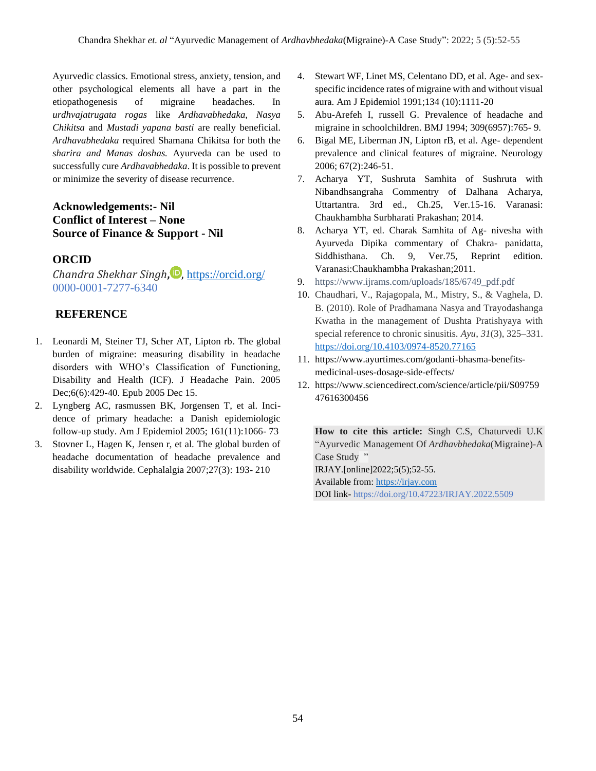Ayurvedic classics. Emotional stress, anxiety, tension, and other psychological elements all have a part in the etiopathogenesis of migraine headaches. In *urdhvajatrugata rogas* like *Ardhavabhedaka*, *Nasya Chikitsa* and *Mustadi yapana basti* are really beneficial. *Ardhavabhedaka* required Shamana Chikitsa for both the *sharira and Manas doshas.* Ayurveda can be used to successfully cure *Ardhavabhedaka*. It is possible to prevent or minimize the severity of disease recurrence.

**Acknowledgements:- Nil**
**Conflict of Interest – None**
**Source of Finance & Support - Nil**

## ORCID

*Chandra Shekhar Singh*, https://orcid.org/0000-0001-7277-6340

## REFERENCE

1. Leonardi M, Steiner TJ, Scher AT, Lipton rb. The global burden of migraine: measuring disability in headache disorders with WHO's Classification of Functioning, Disability and Health (ICF). J Headache Pain. 2005 Dec;6(6):429-40. Epub 2005 Dec 15.
2. Lyngberg AC, rasmussen BK, Jorgensen T, et al. Incidence of primary headache: a Danish epidemiologic follow-up study. Am J Epidemiol 2005; 161(11):1066- 73
3. Stovner L, Hagen K, Jensen r, et al. The global burden of headache documentation of headache prevalence and disability worldwide. Cephalalgia 2007;27(3): 193- 210
4. Stewart WF, Linet MS, Celentano DD, et al. Age- and sex-specific incidence rates of migraine with and without visual aura. Am J Epidemiol 1991;134 (10):1111-20
5. Abu-Arefeh I, russell G. Prevalence of headache and migraine in schoolchildren. BMJ 1994; 309(6957):765- 9.
6. Bigal ME, Liberman JN, Lipton rB, et al. Age- dependent prevalence and clinical features of migraine. Neurology 2006; 67(2):246-51.
7. Acharya YT, Sushruta Samhita of Sushruta with Nibandhsangraha Commentry of Dalhana Acharya, Uttartantra. 3rd ed., Ch.25, Ver.15-16. Varanasi: Chaukhambha Surbharati Prakashan; 2014.
8. Acharya YT, ed. Charak Samhita of Ag- nivesha with Ayurveda Dipika commentary of Chakra- panidatta, Siddhisthana. Ch. 9, Ver.75, Reprint edition. Varanasi:Chaukhambha Prakashan;2011.
9. https://www.ijrams.com/uploads/185/6749_pdf.pdf
10. Chaudhari, V., Rajagopala, M., Mistry, S., & Vaghela, D. B. (2010). Role of Pradhamana Nasya and Trayodashanga Kwatha in the management of Dushta Pratishyaya with special reference to chronic sinusitis. *Ayu*, *31*(3), 325–331. https://doi.org/10.4103/0974-8520.77165
11. https://www.ayurtimes.com/godanti-bhasma-benefits-medicinal-uses-dosage-side-effects/
12. https://www.sciencedirect.com/science/article/pii/S0975947616300456

**How to cite this article:** Singh C.S, Chaturvedi U.K "Ayurvedic Management Of *Ardhavbhedaka*(Migraine)-A Case Study "
IRJAY.[online]2022;5(5);52-55.
Available from: https://irjay.com
DOI link- https://doi.org/10.47223/IRJAY.2022.5509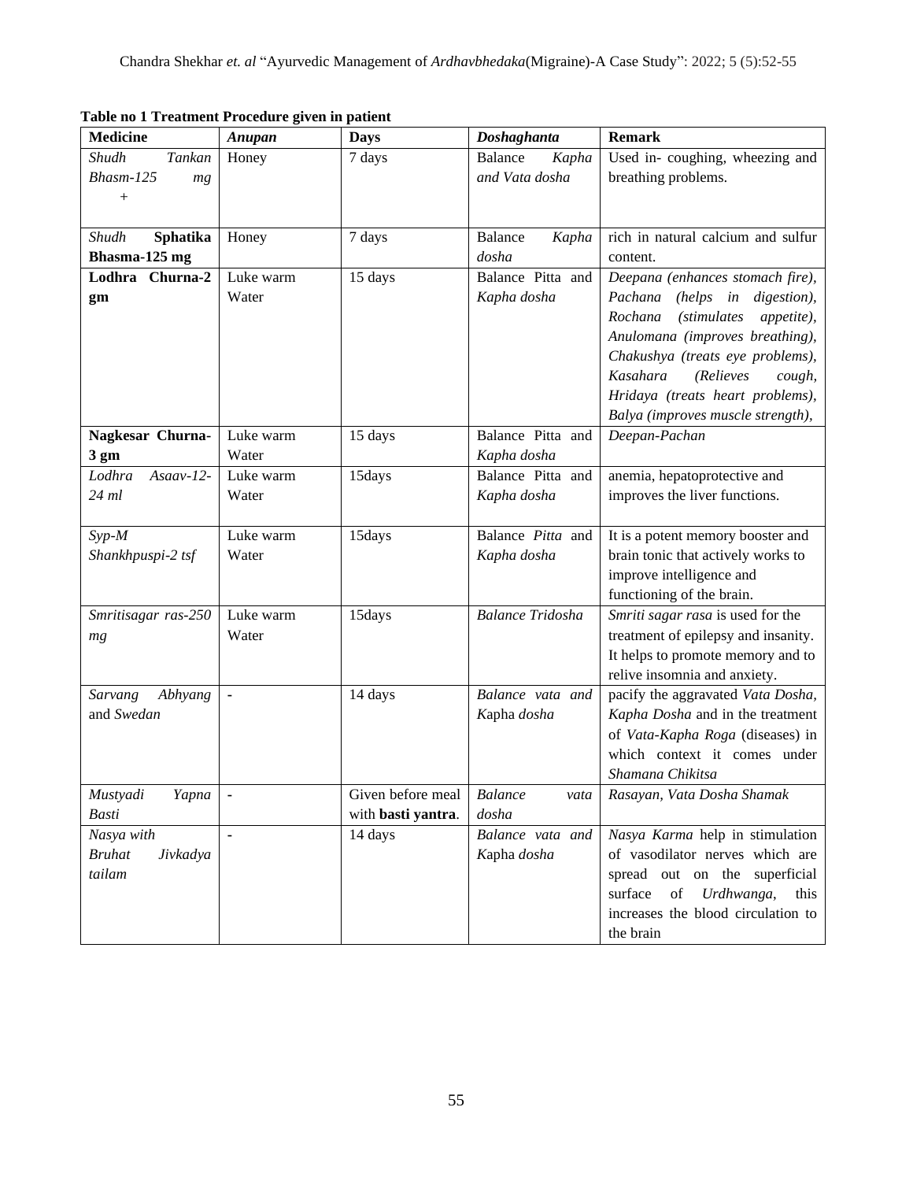**Table no 1 Treatment Procedure given in patient**

| **Medicine** | ***Anupan*** | **Days** | ***Doshaghanta*** | **Remark** |
|---|---|---|---|---|
| *Shudh Tankan Bhasm-125 mg* + | Honey | 7 days | Balance *Kapha and Vata dosha* | Used in- coughing, wheezing and breathing problems. |
| *Shudh* **Sphatika Bhasma-125 mg** | Honey | 7 days | Balance *Kapha dosha* | rich in natural calcium and sulfur content. |
| **Lodhra Churna-2 gm** | Luke warm Water | 15 days | Balance Pitta and *Kapha dosha* | *Deepana (enhances stomach fire), Pachana (helps in digestion), Rochana (stimulates appetite), Anulomana (improves breathing), Chakushya (treats eye problems), Kasahara (Relieves cough, Hridaya (treats heart problems), Balya (improves muscle strength),* |
| **Nagkesar Churna-3 gm** | Luke warm Water | 15 days | Balance Pitta and *Kapha dosha* | *Deepan-Pachan* |
| *Lodhra Asaav-12-24 ml* | Luke warm Water | 15days | Balance Pitta and *Kapha dosha* | anemia, hepatoprotective and improves the liver functions. |
| *Syp-M Shankhpuspi-2 tsf* | Luke warm Water | 15days | Balance *Pitta* and *Kapha dosha* | It is a potent memory booster and brain tonic that actively works to improve intelligence and functioning of the brain. |
| *Smritisagar ras-250 mg* | Luke warm Water | 15days | *Balance Tridosha* | *Smriti sagar rasa* is used for the treatment of epilepsy and insanity. It helps to promote memory and to relive insomnia and anxiety. |
| *Sarvang Abhyang* and *Swedan* | - | 14 days | *Balance vata and* Kapha *dosha* | pacify the aggravated *Vata Dosha, Kapha Dosha* and in the treatment of *Vata-Kapha Roga* (diseases) in which context it comes under *Shamana Chikitsa* |
| *Mustyadi Yapna Basti* | - | Given before meal with **basti yantra**. | *Balance vata dosha* | *Rasayan, Vata Dosha Shamak* |
| *Nasya with Bruhat Jivkadya tailam* | - | 14 days | *Balance vata and* Kapha *dosha* | *Nasya Karma* help in stimulation of vasodilator nerves which are spread out on the superficial surface of *Urdhwanga*, this increases the blood circulation to the brain |